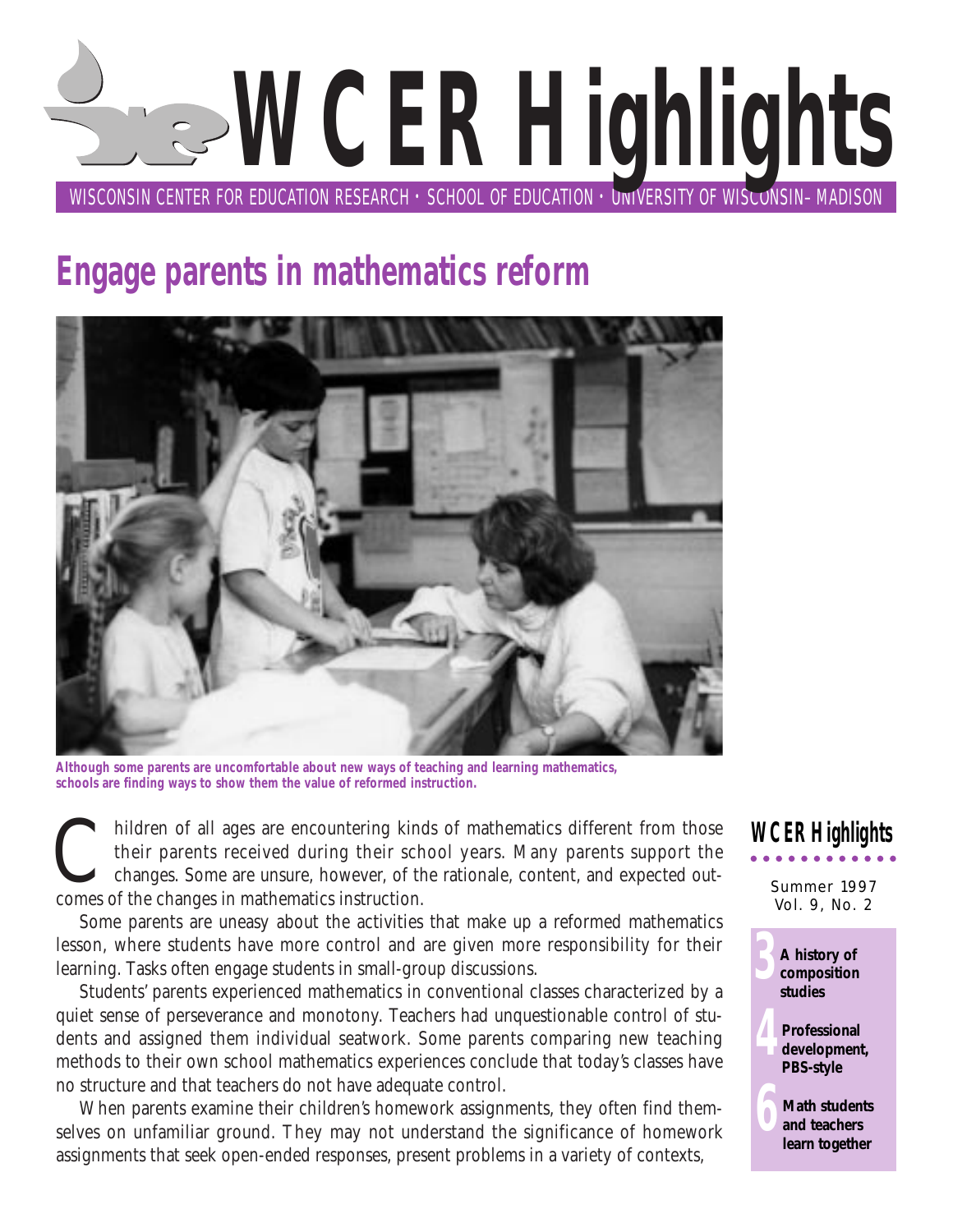# WCER Highlights

WISCONSIN CENTER FOR EDUCATION RESEARCH · SCHOOL OF EDUCATION · UNIVERSITY OF WISCONSIN–MADISON

## Engage parents in mathematics reform

**Although some parents are uncomfortable about new ways of teaching and learning mathematics, schools are finding ways to show them the value of reformed instruction.**

Children of all ages are encountering kinds of mathematics different from those their parents received during their school years. Many parents support the changes. Some are unsure, however, of the rationale, content, and expected outcomes of the changes in mathematics instruction.

Some parents are uneasy about the activities that make up a reformed mathematics lesson, where students have more control and are given more responsibility for their learning. Tasks often engage students in small-group discussions.

Students' parents experienced mathematics in conventional classes characterized by a quiet sense of perseverance and monotony. Teachers had unquestionable control of students and assigned them individual seatwork. Some parents comparing new teaching methods to their own school mathematics experiences conclude that today's classes have no structure and that teachers do not have adequate control.

When parents examine their children's homework assignments, they often find themselves on unfamiliar ground. They may not understand the significance of homework assignments that seek open-ended responses, present problems in a variety of contexts,

**WCER Highlights**

Summer 1997
Vol. 9, No. 2

**3** **A history of composition studies**

**4** **Professional development, PBS-style**

**6** **Math students and teachers learn together**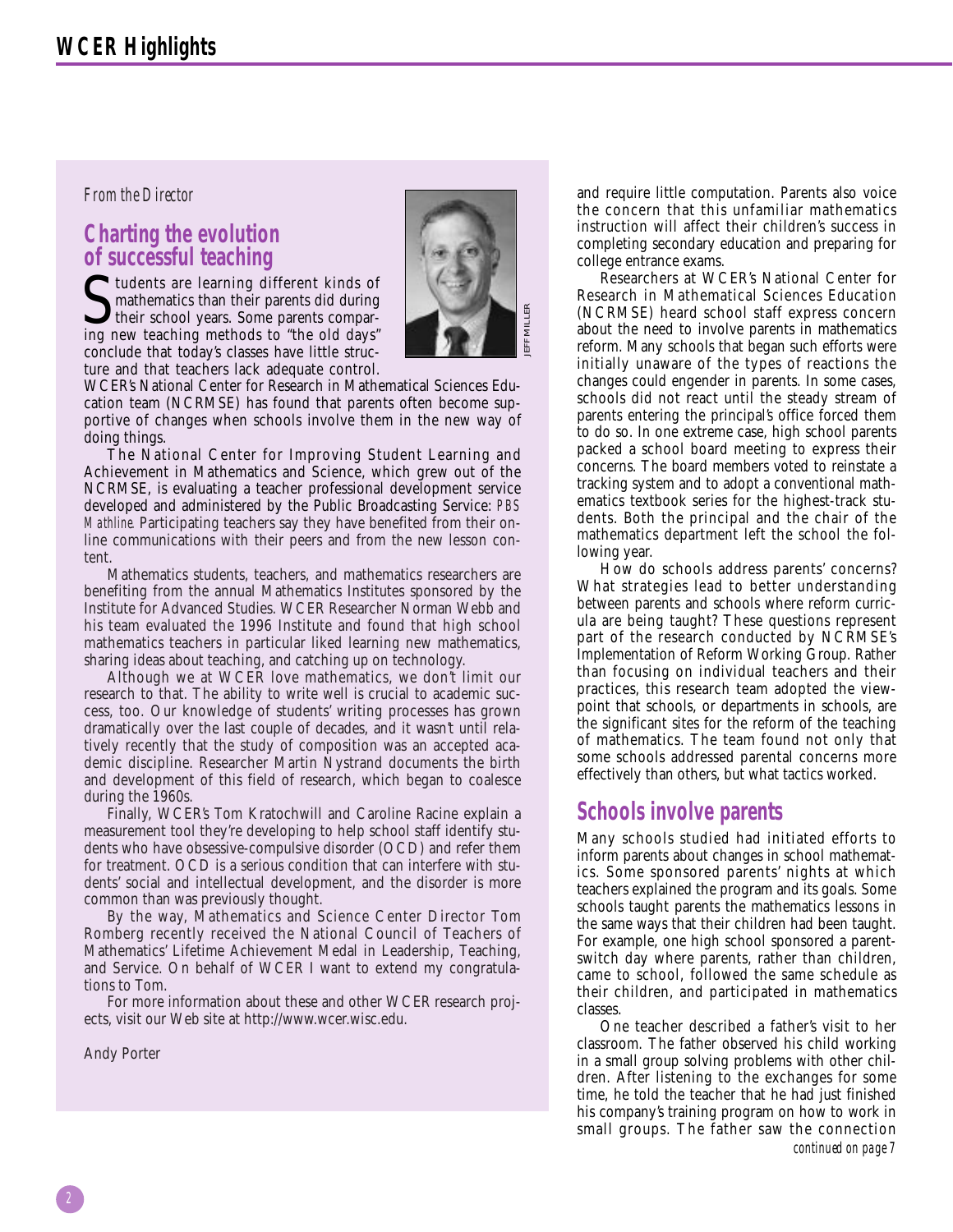*From the Director*

## Charting the evolution of successful teaching

Students are learning different kinds of mathematics than their parents did during their school years. Some parents comparing new teaching methods to "the old days" conclude that today's classes have little structure and that teachers lack adequate control. WCER's National Center for Research in Mathematical Sciences Education team (NCRMSE) has found that parents often become supportive of changes when schools involve them in the new way of doing things.

The National Center for Improving Student Learning and Achievement in Mathematics and Science, which grew out of the NCRMSE, is evaluating a teacher professional development service developed and administered by the Public Broadcasting Service: *PBS Mathline*. Participating teachers say they have benefited from their online communications with their peers and from the new lesson content.

Mathematics students, teachers, and mathematics researchers are benefiting from the annual Mathematics Institutes sponsored by the Institute for Advanced Studies. WCER Researcher Norman Webb and his team evaluated the 1996 Institute and found that high school mathematics teachers in particular liked learning new mathematics, sharing ideas about teaching, and catching up on technology.

Although we at WCER love mathematics, we don't limit our research to that. The ability to write well is crucial to academic success, too. Our knowledge of students' writing processes has grown dramatically over the last couple of decades, and it wasn't until relatively recently that the study of composition was an accepted academic discipline. Researcher Martin Nystrand documents the birth and development of this field of research, which began to coalesce during the 1960s.

Finally, WCER's Tom Kratochwill and Caroline Racine explain a measurement tool they're developing to help school staff identify students who have obsessive-compulsive disorder (OCD) and refer them for treatment. OCD is a serious condition that can interfere with students' social and intellectual development, and the disorder is more common than was previously thought.

By the way, Mathematics and Science Center Director Tom Romberg recently received the National Council of Teachers of Mathematics' Lifetime Achievement Medal in Leadership, Teaching, and Service. On behalf of WCER I want to extend my congratulations to Tom.

For more information about these and other WCER research projects, visit our Web site at http://www.wcer.wisc.edu.

Andy Porter

JEFF MILLER

and require little computation. Parents also voice the concern that this unfamiliar mathematics instruction will affect their children's success in completing secondary education and preparing for college entrance exams.

Researchers at WCER's National Center for Research in Mathematical Sciences Education (NCRMSE) heard school staff express concern about the need to involve parents in mathematics reform. Many schools that began such efforts were initially unaware of the types of reactions the changes could engender in parents. In some cases, schools did not react until the steady stream of parents entering the principal's office forced them to do so. In one extreme case, high school parents packed a school board meeting to express their concerns. The board members voted to reinstate a tracking system and to adopt a conventional mathematics textbook series for the highest-track students. Both the principal and the chair of the mathematics department left the school the following year.

How do schools address parents' concerns? What strategies lead to better understanding between parents and schools where reform curricula are being taught? These questions represent part of the research conducted by NCRMSE's Implementation of Reform Working Group. Rather than focusing on individual teachers and their practices, this research team adopted the viewpoint that schools, or departments in schools, are the significant sites for the reform of the teaching of mathematics. The team found not only that some schools addressed parental concerns more effectively than others, but what tactics worked.

## Schools involve parents

Many schools studied had initiated efforts to inform parents about changes in school mathematics. Some sponsored parents' nights at which teachers explained the program and its goals. Some schools taught parents the mathematics lessons in the same ways that their children had been taught. For example, one high school sponsored a parent-switch day where parents, rather than children, came to school, followed the same schedule as their children, and participated in mathematics classes.

One teacher described a father's visit to her classroom. The father observed his child working in a small group solving problems with other children. After listening to the exchanges for some time, he told the teacher that he had just finished his company's training program on how to work in small groups. The father saw the connection

*continued on page 7*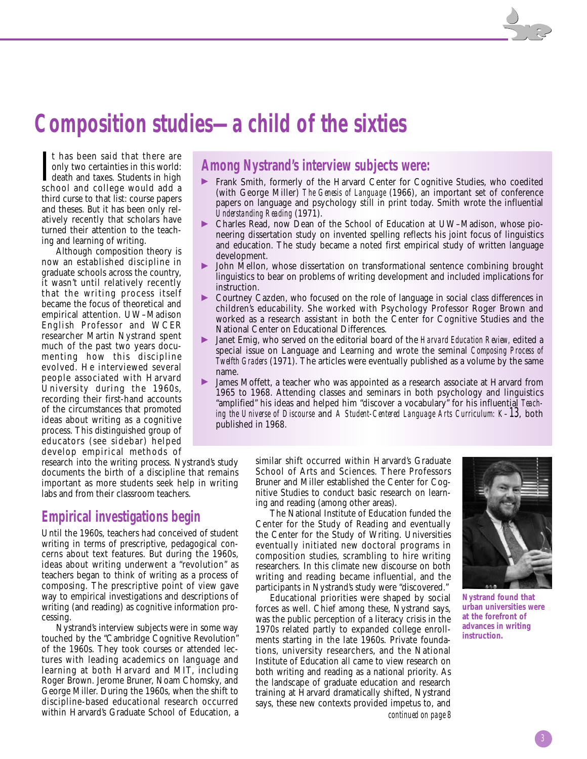# Composition studies—a child of the sixties

It has been said that there are only two certainties in this world: death and taxes. Students in high school and college would add a third curse to that list: course papers and theses. But it has been only relatively recently that scholars have turned their attention to the teaching and learning of writing.

Although composition theory is now an established discipline in graduate schools across the country, it wasn't until relatively recently that the writing process itself became the focus of theoretical and empirical attention. UW–Madison English Professor and WCER researcher Martin Nystrand spent much of the past two years documenting how this discipline evolved. He interviewed several people associated with Harvard University during the 1960s, recording their first-hand accounts of the circumstances that promoted ideas about writing as a cognitive process. This distinguished group of educators (see sidebar) helped develop empirical methods of research into the writing process. Nystrand's study documents the birth of a discipline that remains important as more students seek help in writing labs and from their classroom teachers.

## Among Nystrand's interview subjects were:

- Frank Smith, formerly of the Harvard Center for Cognitive Studies, who coedited (with George Miller) *The Genesis of Language* (1966), an important set of conference papers on language and psychology still in print today. Smith wrote the influential *Understanding Reading* (1971).
- Charles Read, now Dean of the School of Education at UW–Madison, whose pioneering dissertation study on invented spelling reflects his joint focus of linguistics and education. The study became a noted first empirical study of written language development.
- John Mellon, whose dissertation on transformational sentence combining brought linguistics to bear on problems of writing development and included implications for instruction.
- Courtney Cazden, who focused on the role of language in social class differences in children's educability. She worked with Psychology Professor Roger Brown and worked as a research assistant in both the Center for Cognitive Studies and the National Center on Educational Differences.
- Janet Emig, who served on the editorial board of the *Harvard Education Review*, edited a special issue on Language and Learning and wrote the seminal *Composing Process of Twelfth Graders* (1971). The articles were eventually published as a volume by the same name.
- James Moffett, a teacher who was appointed as a research associate at Harvard from 1965 to 1968. Attending classes and seminars in both psychology and linguistics "amplified" his ideas and helped him "discover a vocabulary" for his influential *Teaching the Universe of Discourse* and *A Student-Centered Language Arts Curriculum: K–13*, both published in 1968.

## Empirical investigations begin

Until the 1960s, teachers had conceived of student writing in terms of prescriptive, pedagogical concerns about text features. But during the 1960s, ideas about writing underwent a "revolution" as teachers began to think of writing as a process of composing. The prescriptive point of view gave way to empirical investigations and descriptions of writing (and reading) as cognitive information processing.

Nystrand's interview subjects were in some way touched by the "Cambridge Cognitive Revolution" of the 1960s. They took courses or attended lectures with leading academics on language and learning at both Harvard and MIT, including Roger Brown. Jerome Bruner, Noam Chomsky, and George Miller. During the 1960s, when the shift to discipline-based educational research occurred within Harvard's Graduate School of Education, a similar shift occurred within Harvard's Graduate School of Arts and Sciences. There Professors Bruner and Miller established the Center for Cognitive Studies to conduct basic research on learning and reading (among other areas).

The National Institute of Education funded the Center for the Study of Reading and eventually the Center for the Study of Writing. Universities eventually initiated new doctoral programs in composition studies, scrambling to hire writing researchers. In this climate new discourse on both writing and reading became influential, and the participants in Nystrand's study were "discovered."

Educational priorities were shaped by social forces as well. Chief among these, Nystrand says, was the public perception of a literacy crisis in the 1970s related partly to expanded college enrollments starting in the late 1960s. Private foundations, university researchers, and the National Institute of Education all came to view research on both writing and reading as a national priority. As the landscape of graduate education and research training at Harvard dramatically shifted, Nystrand says, these new contexts provided impetus to, and

*continued on page 8*

**Nystrand found that urban universities were at the forefront of advances in writing instruction.**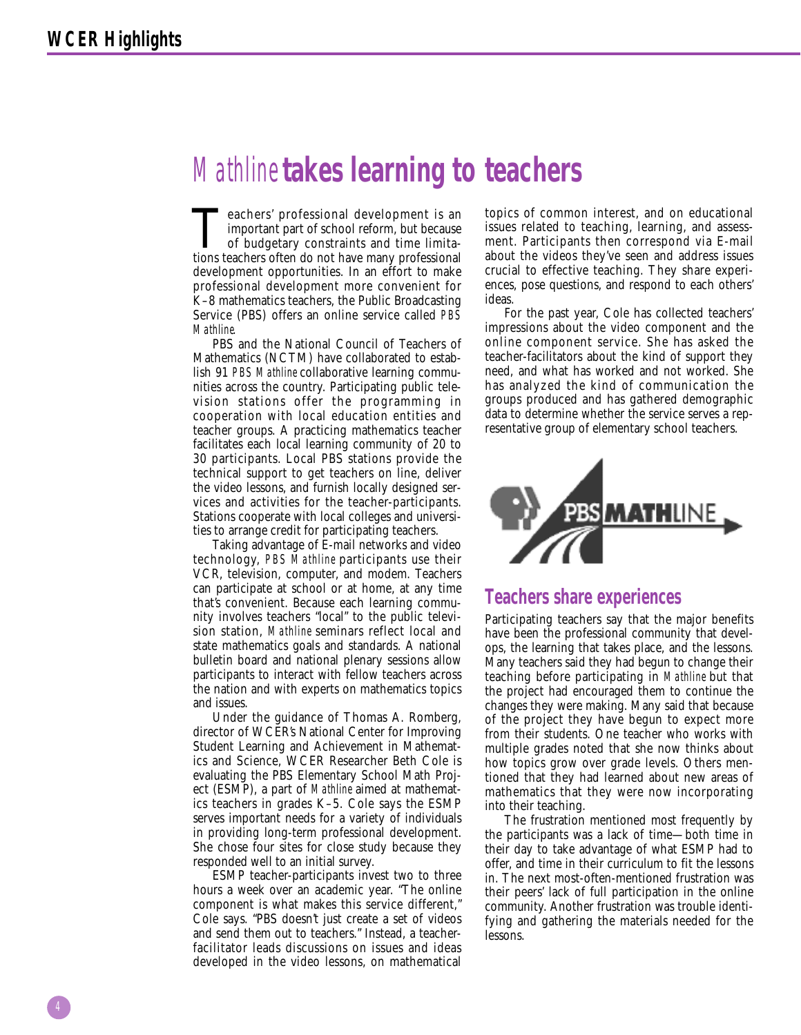# *Mathline* takes learning to teachers

Teachers' professional development is an important part of school reform, but because of budgetary constraints and time limitations teachers often do not have many professional development opportunities. In an effort to make professional development more convenient for K–8 mathematics teachers, the Public Broadcasting Service (PBS) offers an online service called *PBS Mathline*.

PBS and the National Council of Teachers of Mathematics (NCTM) have collaborated to establish 91 *PBS Mathline* collaborative learning communities across the country. Participating public television stations offer the programming in cooperation with local education entities and teacher groups. A practicing mathematics teacher facilitates each local learning community of 20 to 30 participants. Local PBS stations provide the technical support to get teachers on line, deliver the video lessons, and furnish locally designed services and activities for the teacher-participants. Stations cooperate with local colleges and universities to arrange credit for participating teachers.

Taking advantage of E-mail networks and video technology, *PBS Mathline* participants use their VCR, television, computer, and modem. Teachers can participate at school or at home, at any time that's convenient. Because each learning community involves teachers "local" to the public television station, *Mathline* seminars reflect local and state mathematics goals and standards. A national bulletin board and national plenary sessions allow participants to interact with fellow teachers across the nation and with experts on mathematics topics and issues.

Under the guidance of Thomas A. Romberg, director of WCER's National Center for Improving Student Learning and Achievement in Mathematics and Science, WCER Researcher Beth Cole is evaluating the PBS Elementary School Math Project (ESMP), a part of *Mathline* aimed at mathematics teachers in grades K–5. Cole says the ESMP serves important needs for a variety of individuals in providing long-term professional development. She chose four sites for close study because they responded well to an initial survey.

ESMP teacher-participants invest two to three hours a week over an academic year. "The online component is what makes this service different," Cole says. "PBS doesn't just create a set of videos and send them out to teachers." Instead, a teacher-facilitator leads discussions on issues and ideas developed in the video lessons, on mathematical topics of common interest, and on educational issues related to teaching, learning, and assessment. Participants then correspond via E-mail about the videos they've seen and address issues crucial to effective teaching. They share experiences, pose questions, and respond to each others' ideas.

For the past year, Cole has collected teachers' impressions about the video component and the online component service. She has asked the teacher-facilitators about the kind of support they need, and what has worked and not worked. She has analyzed the kind of communication the groups produced and has gathered demographic data to determine whether the service serves a representative group of elementary school teachers.

## Teachers share experiences

Participating teachers say that the major benefits have been the professional community that develops, the learning that takes place, and the lessons. Many teachers said they had begun to change their teaching before participating in *Mathline* but that the project had encouraged them to continue the changes they were making. Many said that because of the project they have begun to expect more from their students. One teacher who works with multiple grades noted that she now thinks about how topics grow over grade levels. Others mentioned that they had learned about new areas of mathematics that they were now incorporating into their teaching.

The frustration mentioned most frequently by the participants was a lack of time—both time in their day to take advantage of what ESMP had to offer, and time in their curriculum to fit the lessons in. The next most-often-mentioned frustration was their peers' lack of full participation in the online community. Another frustration was trouble identifying and gathering the materials needed for the lessons.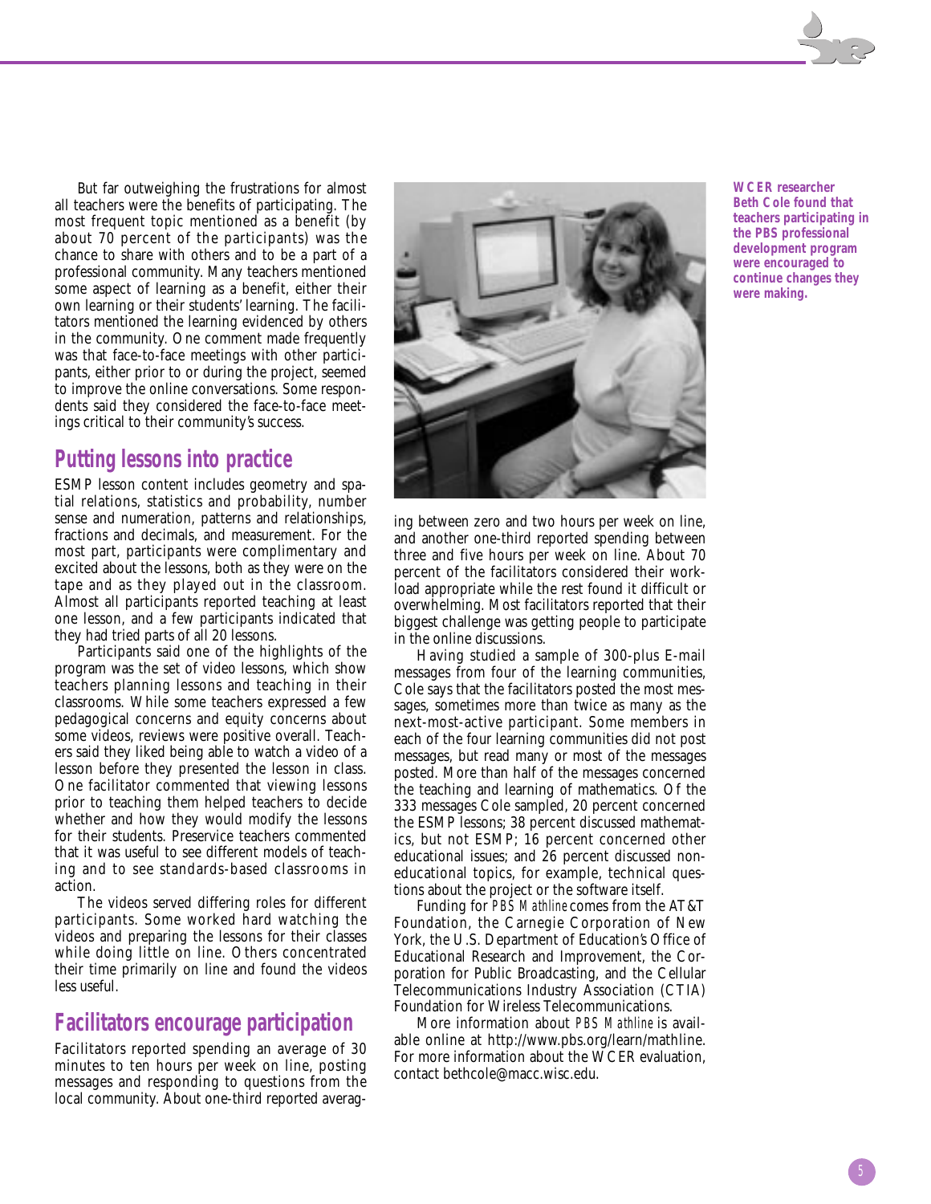But far outweighing the frustrations for almost all teachers were the benefits of participating. The most frequent topic mentioned as a benefit (by about 70 percent of the participants) was the chance to share with others and to be a part of a professional community. Many teachers mentioned some aspect of learning as a benefit, either their own learning or their students' learning. The facilitators mentioned the learning evidenced by others in the community. One comment made frequently was that face-to-face meetings with other participants, either prior to or during the project, seemed to improve the online conversations. Some respondents said they considered the face-to-face meetings critical to their community's success.

## Putting lessons into practice

ESMP lesson content includes geometry and spatial relations, statistics and probability, number sense and numeration, patterns and relationships, fractions and decimals, and measurement. For the most part, participants were complimentary and excited about the lessons, both as they were on the tape and as they played out in the classroom. Almost all participants reported teaching at least one lesson, and a few participants indicated that they had tried parts of all 20 lessons.

Participants said one of the highlights of the program was the set of video lessons, which show teachers planning lessons and teaching in their classrooms. While some teachers expressed a few pedagogical concerns and equity concerns about some videos, reviews were positive overall. Teachers said they liked being able to watch a video of a lesson before they presented the lesson in class. One facilitator commented that viewing lessons prior to teaching them helped teachers to decide whether and how they would modify the lessons for their students. Preservice teachers commented that it was useful to see different models of teaching and to see standards-based classrooms in action.

The videos served differing roles for different participants. Some worked hard watching the videos and preparing the lessons for their classes while doing little on line. Others concentrated their time primarily on line and found the videos less useful.

## Facilitators encourage participation

Facilitators reported spending an average of 30 minutes to ten hours per week on line, posting messages and responding to questions from the local community. About one-third reported averaging between zero and two hours per week on line, and another one-third reported spending between three and five hours per week on line. About 70 percent of the facilitators considered their workload appropriate while the rest found it difficult or overwhelming. Most facilitators reported that their biggest challenge was getting people to participate in the online discussions.

Having studied a sample of 300-plus E-mail messages from four of the learning communities, Cole says that the facilitators posted the most messages, sometimes more than twice as many as the next-most-active participant. Some members in each of the four learning communities did not post messages, but read many or most of the messages posted. More than half of the messages concerned the teaching and learning of mathematics. Of the 333 messages Cole sampled, 20 percent concerned the ESMP lessons; 38 percent discussed mathematics, but not ESMP; 16 percent concerned other educational issues; and 26 percent discussed noneducational topics, for example, technical questions about the project or the software itself.

Funding for *PBS Mathline* comes from the AT&T Foundation, the Carnegie Corporation of New York, the U.S. Department of Education's Office of Educational Research and Improvement, the Corporation for Public Broadcasting, and the Cellular Telecommunications Industry Association (CTIA) Foundation for Wireless Telecommunications.

More information about *PBS Mathline* is available online at http://www.pbs.org/learn/mathline. For more information about the WCER evaluation, contact bethcole@macc.wisc.edu.

**WCER researcher Beth Cole found that teachers participating in the PBS professional development program were encouraged to continue changes they were making.**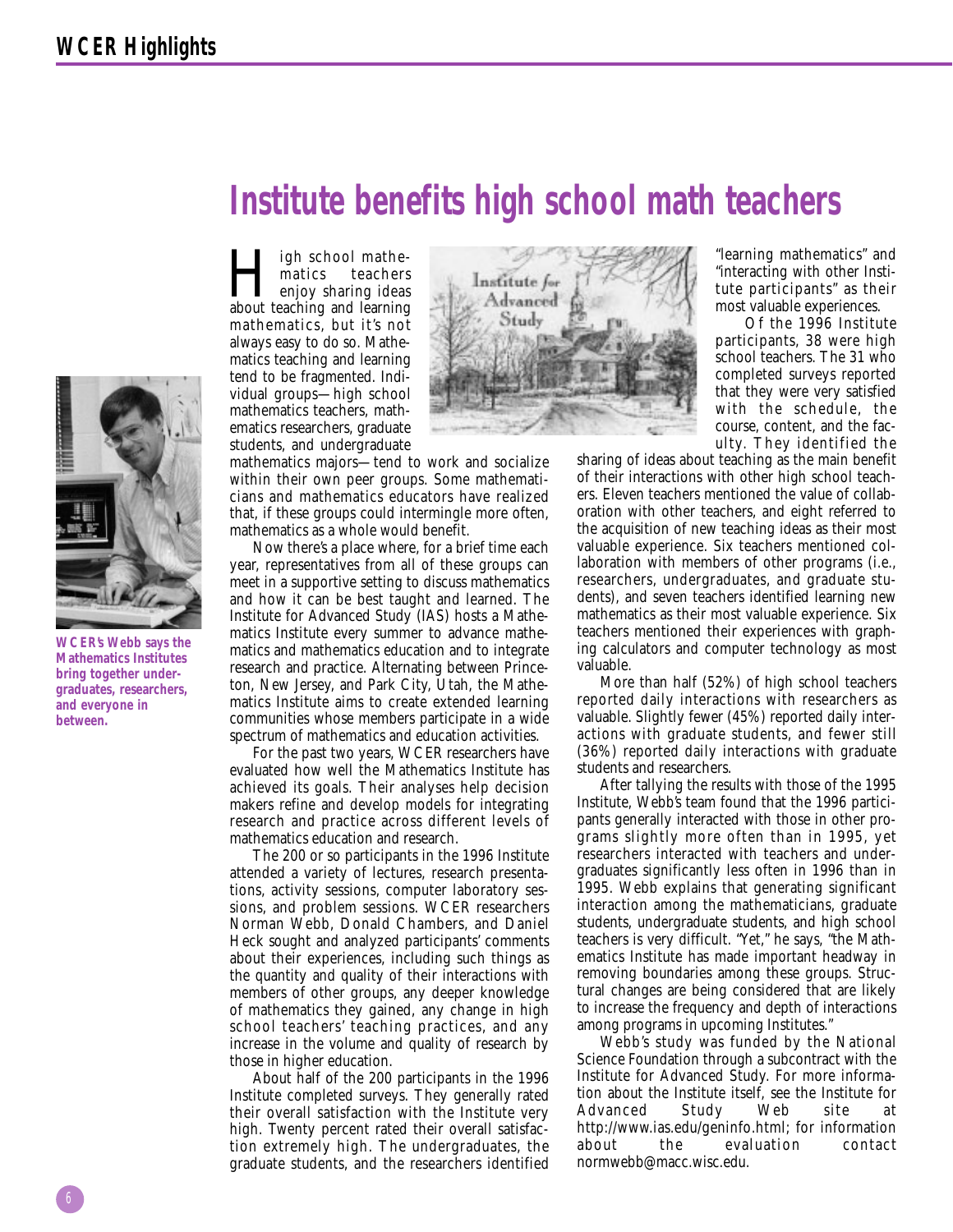# Institute benefits high school math teachers

High school mathematics teachers enjoy sharing ideas about teaching and learning mathematics, but it's not always easy to do so. Mathematics teaching and learning tend to be fragmented. Individual groups—high school mathematics teachers, mathematics researchers, graduate students, and undergraduate mathematics majors—tend to work and socialize within their own peer groups. Some mathematicians and mathematics educators have realized that, if these groups could intermingle more often, mathematics as a whole would benefit.

Now there's a place where, for a brief time each year, representatives from all of these groups can meet in a supportive setting to discuss mathematics and how it can be best taught and learned. The Institute for Advanced Study (IAS) hosts a Mathematics Institute every summer to advance mathematics and mathematics education and to integrate research and practice. Alternating between Princeton, New Jersey, and Park City, Utah, the Mathematics Institute aims to create extended learning communities whose members participate in a wide spectrum of mathematics and education activities.

For the past two years, WCER researchers have evaluated how well the Mathematics Institute has achieved its goals. Their analyses help decision makers refine and develop models for integrating research and practice across different levels of mathematics education and research.

The 200 or so participants in the 1996 Institute attended a variety of lectures, research presentations, activity sessions, computer laboratory sessions, and problem sessions. WCER researchers Norman Webb, Donald Chambers, and Daniel Heck sought and analyzed participants' comments about their experiences, including such things as the quantity and quality of their interactions with members of other groups, any deeper knowledge of mathematics they gained, any change in high school teachers' teaching practices, and any increase in the volume and quality of research by those in higher education.

About half of the 200 participants in the 1996 Institute completed surveys. They generally rated their overall satisfaction with the Institute very high. Twenty percent rated their overall satisfaction extremely high. The undergraduates, the graduate students, and the researchers identified "learning mathematics" and "interacting with other Institute participants" as their most valuable experiences.

Of the 1996 Institute participants, 38 were high school teachers. The 31 who completed surveys reported that they were very satisfied with the schedule, the course, content, and the faculty. They identified the sharing of ideas about teaching as the main benefit of their interactions with other high school teachers. Eleven teachers mentioned the value of collaboration with other teachers, and eight referred to the acquisition of new teaching ideas as their most valuable experience. Six teachers mentioned collaboration with members of other programs (i.e., researchers, undergraduates, and graduate students), and seven teachers identified learning new mathematics as their most valuable experience. Six teachers mentioned their experiences with graphing calculators and computer technology as most valuable.

More than half (52%) of high school teachers reported daily interactions with researchers as valuable. Slightly fewer (45%) reported daily interactions with graduate students, and fewer still (36%) reported daily interactions with graduate students and researchers.

After tallying the results with those of the 1995 Institute, Webb's team found that the 1996 participants generally interacted with those in other programs slightly more often than in 1995, yet researchers interacted with teachers and undergraduates significantly less often in 1996 than in 1995. Webb explains that generating significant interaction among the mathematicians, graduate students, undergraduate students, and high school teachers is very difficult. "Yet," he says, "the Mathematics Institute has made important headway in removing boundaries among these groups. Structural changes are being considered that are likely to increase the frequency and depth of interactions among programs in upcoming Institutes."

Webb's study was funded by the National Science Foundation through a subcontract with the Institute for Advanced Study. For more information about the Institute itself, see the Institute for Advanced Study Web site at http://www.ias.edu/geninfo.html; for information about the evaluation contact normwebb@macc.wisc.edu.

**WCER's Webb says the Mathematics Institutes bring together undergraduates, researchers, and everyone in between.**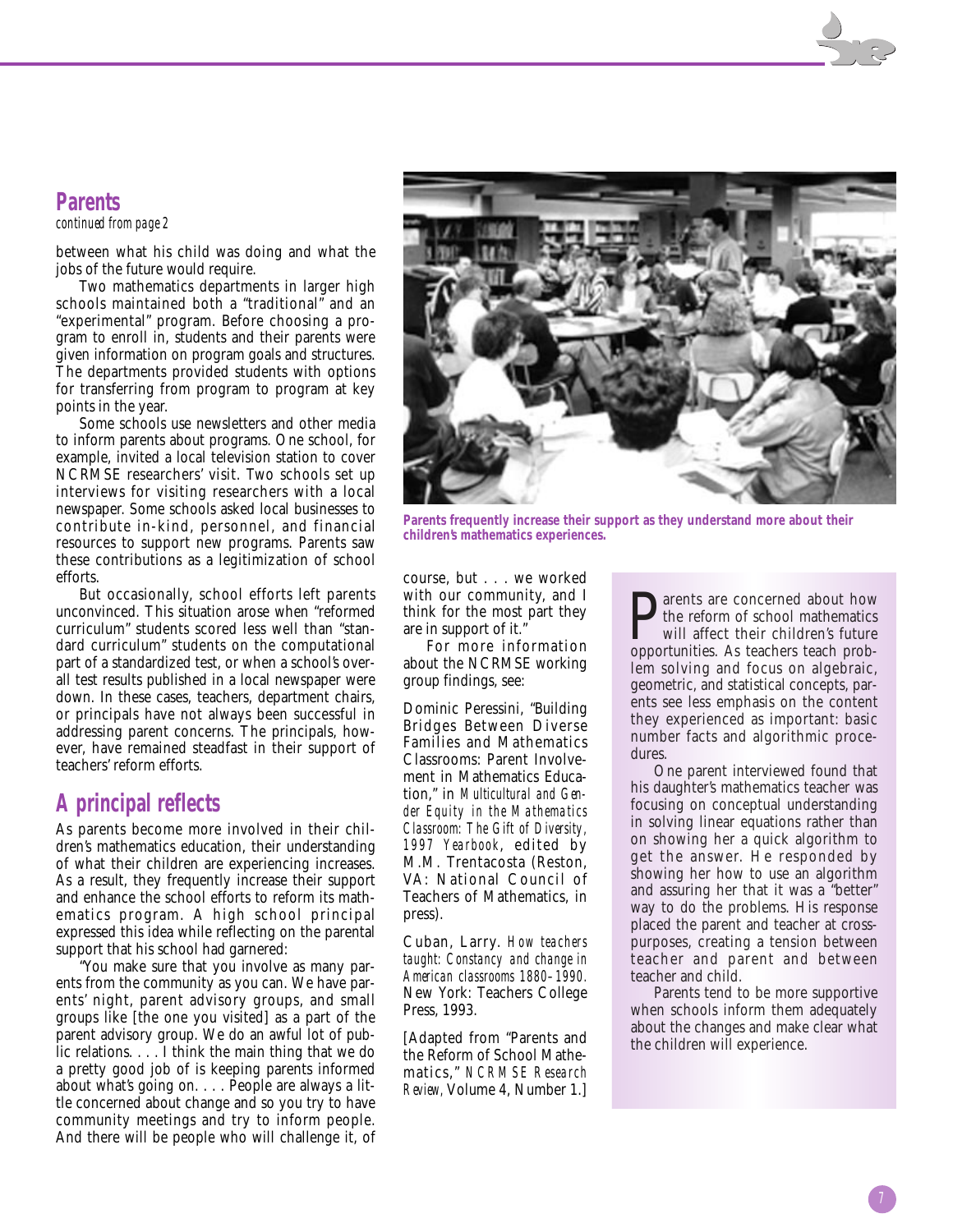## Parents

*continued from page 2*

between what his child was doing and what the jobs of the future would require.

Two mathematics departments in larger high schools maintained both a "traditional" and an "experimental" program. Before choosing a program to enroll in, students and their parents were given information on program goals and structures. The departments provided students with options for transferring from program to program at key points in the year.

Some schools use newsletters and other media to inform parents about programs. One school, for example, invited a local television station to cover NCRMSE researchers' visit. Two schools set up interviews for visiting researchers with a local newspaper. Some schools asked local businesses to contribute in-kind, personnel, and financial resources to support new programs. Parents saw these contributions as a legitimization of school efforts.

But occasionally, school efforts left parents unconvinced. This situation arose when "reformed curriculum" students scored less well than "standard curriculum" students on the computational part of a standardized test, or when a school's overall test results published in a local newspaper were down. In these cases, teachers, department chairs, or principals have not always been successful in addressing parent concerns. The principals, however, have remained steadfast in their support of teachers' reform efforts.

## A principal reflects

As parents become more involved in their children's mathematics education, their understanding of what their children are experiencing increases. As a result, they frequently increase their support and enhance the school efforts to reform its mathematics program. A high school principal expressed this idea while reflecting on the parental support that his school had garnered:

"You make sure that you involve as many parents from the community as you can. We have parents' night, parent advisory groups, and small groups like [the one you visited] as a part of the parent advisory group. We do an awful lot of public relations. . . . I think the main thing that we do a pretty good job of is keeping parents informed about what's going on. . . . People are always a little concerned about change and so you try to have community meetings and try to inform people. And there will be people who will challenge it, of course, but . . . we worked with our community, and I think for the most part they are in support of it."

**Parents frequently increase their support as they understand more about their children's mathematics experiences.**

For more information about the NCRMSE working group findings, see:

Dominic Peressini, "Building Bridges Between Diverse Families and Mathematics Classrooms: Parent Involvement in Mathematics Education," in *Multicultural and Gender Equity in the Mathematics Classroom: The Gift of Diversity, 1997 Yearbook*, edited by M.M. Trentacosta (Reston, VA: National Council of Teachers of Mathematics, in press).

Cuban, Larry. *How teachers taught: Constancy and change in American classrooms 1880–1990.* New York: Teachers College Press, 1993.

[Adapted from "Parents and the Reform of School Mathematics," *NCRMSE Research Review*, Volume 4, Number 1.]

Parents are concerned about how the reform of school mathematics will affect their children's future opportunities. As teachers teach problem solving and focus on algebraic, geometric, and statistical concepts, parents see less emphasis on the content they experienced as important: basic number facts and algorithmic procedures.

One parent interviewed found that his daughter's mathematics teacher was focusing on conceptual understanding in solving linear equations rather than on showing her a quick algorithm to get the answer. He responded by showing her how to use an algorithm and assuring her that it was a "better" way to do the problems. His response placed the parent and teacher at cross-purposes, creating a tension between teacher and parent and between teacher and child.

Parents tend to be more supportive when schools inform them adequately about the changes and make clear what the children will experience.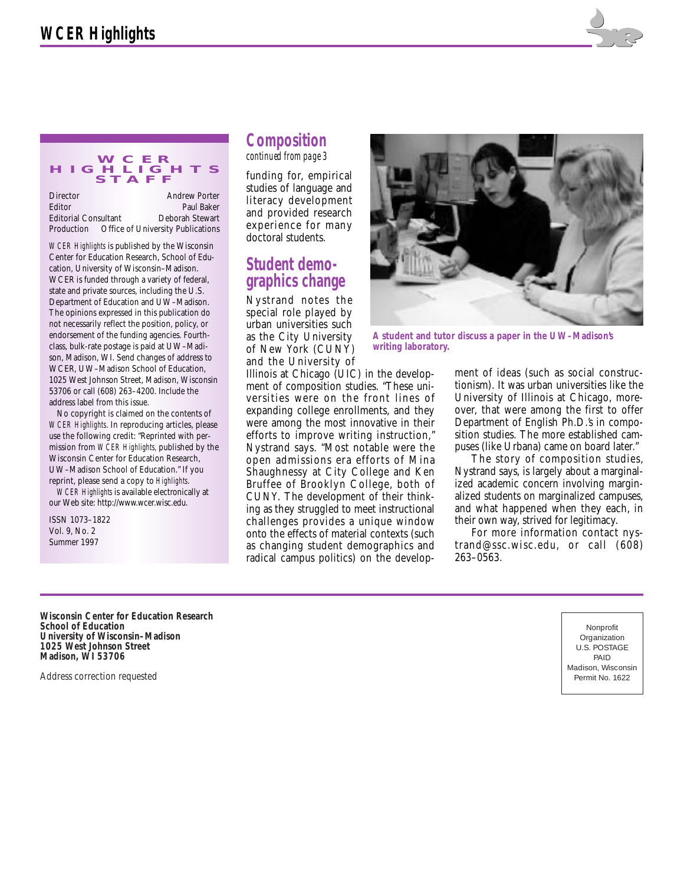## WCER HIGHLIGHTS STAFF

| | |
|---|---|
| Director | Andrew Porter |
| Editor | Paul Baker |
| Editorial Consultant | Deborah Stewart |
| Production | Office of University Publications |

*WCER Highlights* is published by the Wisconsin Center for Education Research, School of Education, University of Wisconsin–Madison. WCER is funded through a variety of federal, state and private sources, including the U.S. Department of Education and UW–Madison. The opinions expressed in this publication do not necessarily reflect the position, policy, or endorsement of the funding agencies. Fourth-class, bulk-rate postage is paid at UW–Madison, Madison, WI. Send changes of address to WCER, UW–Madison School of Education, 1025 West Johnson Street, Madison, Wisconsin 53706 or call (608) 263–4200. Include the address label from this issue.

No copyright is claimed on the contents of *WCER Highlights*. In reproducing articles, please use the following credit: "Reprinted with permission from *WCER Highlights*, published by the Wisconsin Center for Education Research, UW–Madison School of Education." If you reprint, please send a copy to *Highlights*.

*WCER Highlights* is available electronically at our Web site: http://www.wcer.wisc.edu.

ISSN 1073–1822
Vol. 9, No. 2
Summer 1997

## Composition

*continued from page 3*

funding for, empirical studies of language and literacy development and provided research experience for many doctoral students.

## Student demographics change

Nystrand notes the special role played by urban universities such as the City University of New York (CUNY) and the University of Illinois at Chicago (UIC) in the development of composition studies. "These universities were on the front lines of expanding college enrollments, and they were among the most innovative in their efforts to improve writing instruction," Nystrand says. "Most notable were the open admissions era efforts of Mina Shaughnessy at City College and Ken Bruffee of Brooklyn College, both of CUNY. The development of their thinking as they struggled to meet instructional challenges provides a unique window onto the effects of material contexts (such as changing student demographics and radical campus politics) on the development of ideas (such as social constructionism). It was urban universities like the University of Illinois at Chicago, moreover, that were among the first to offer Department of English Ph.D.'s in composition studies. The more established campuses (like Urbana) came on board later."

The story of composition studies, Nystrand says, is largely about a marginalized academic concern involving marginalized students on marginalized campuses, and what happened when they each, in their own way, strived for legitimacy.

For more information contact nystrand@ssc.wisc.edu, or call (608) 263–0563.

**A student and tutor discuss a paper in the UW–Madison's writing laboratory.**

**Wisconsin Center for Education Research**
**School of Education**
**University of Wisconsin–Madison**
**1025 West Johnson Street**
**Madison, WI 53706**

Address correction requested

Nonprofit
Organization
U.S. POSTAGE
PAID
Madison, Wisconsin
Permit No. 1622